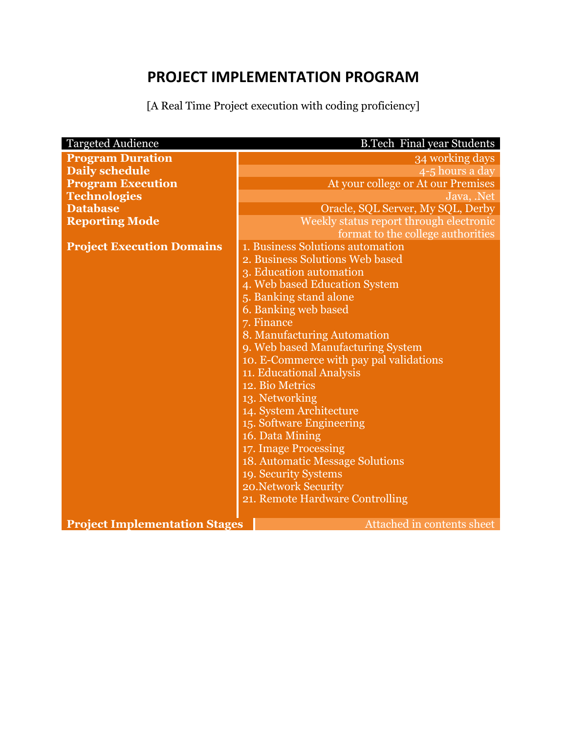# PROJECT IMPLEMENTATION PROGRAM

[A Real Time Project execution with coding proficiency]

| Targeted Audience | B.Tech Final year Students |
|---|---|
| **Program Duration** | 34 working days |
| **Daily schedule** | 4-5 hours a day |
| **Program Execution** | At your college or At our Premises |
| **Technologies** | Java, .Net |
| **Database** | Oracle, SQL Server, My SQL, Derby |
| **Reporting Mode** | Weekly status report through electronic format to the college authorities |
| **Project Execution Domains** | 1. Business Solutions automation<br>2. Business Solutions Web based<br>3. Education automation<br>4. Web based Education System<br>5. Banking stand alone<br>6. Banking web based<br>7. Finance<br>8. Manufacturing Automation<br>9. Web based Manufacturing System<br>10. E-Commerce with pay pal validations<br>11. Educational Analysis<br>12. Bio Metrics<br>13. Networking<br>14. System Architecture<br>15. Software Engineering<br>16. Data Mining<br>17. Image Processing<br>18. Automatic Message Solutions<br>19. Security Systems<br>20.Network Security<br>21. Remote Hardware Controlling |
| **Project Implementation Stages** | Attached in contents sheet |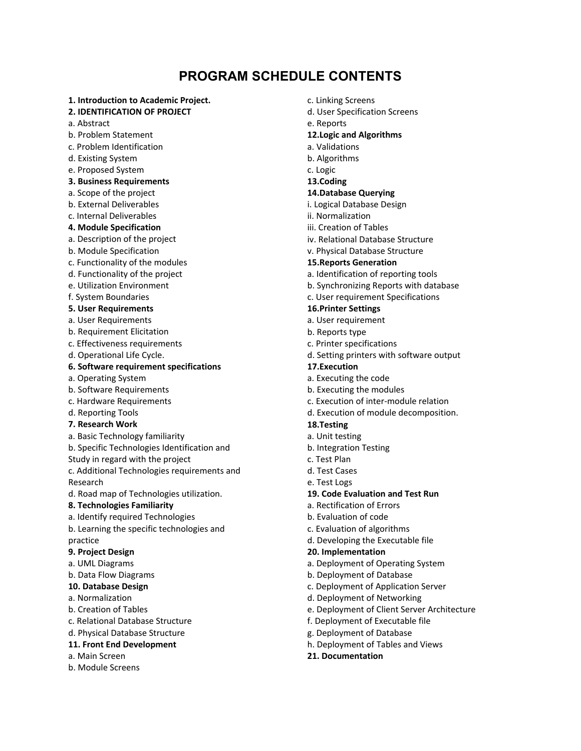# PROGRAM SCHEDULE CONTENTS

**1. Introduction to Academic Project.**

**2. IDENTIFICATION OF PROJECT**

a. Abstract
b. Problem Statement
c. Problem Identification
d. Existing System
e. Proposed System

**3. Business Requirements**

a. Scope of the project
b. External Deliverables
c. Internal Deliverables

**4. Module Specification**

a. Description of the project
b. Module Specification
c. Functionality of the modules
d. Functionality of the project
e. Utilization Environment
f. System Boundaries

**5. User Requirements**

a. User Requirements
b. Requirement Elicitation
c. Effectiveness requirements
d. Operational Life Cycle.

**6. Software requirement specifications**

a. Operating System
b. Software Requirements
c. Hardware Requirements
d. Reporting Tools

**7. Research Work**

a. Basic Technology familiarity
b. Specific Technologies Identification and Study in regard with the project
c. Additional Technologies requirements and Research
d. Road map of Technologies utilization.

**8. Technologies Familiarity**

a. Identify required Technologies
b. Learning the specific technologies and practice

**9. Project Design**

a. UML Diagrams
b. Data Flow Diagrams

**10. Database Design**

a. Normalization
b. Creation of Tables
c. Relational Database Structure
d. Physical Database Structure

**11. Front End Development**

a. Main Screen
b. Module Screens
c. Linking Screens
d. User Specification Screens
e. Reports

**12.Logic and Algorithms**

a. Validations
b. Algorithms
c. Logic

**13.Coding**

**14.Database Querying**

i. Logical Database Design
ii. Normalization
iii. Creation of Tables
iv. Relational Database Structure
v. Physical Database Structure

**15.Reports Generation**

a. Identification of reporting tools
b. Synchronizing Reports with database
c. User requirement Specifications

**16.Printer Settings**

a. User requirement
b. Reports type
c. Printer specifications
d. Setting printers with software output

**17.Execution**

a. Executing the code
b. Executing the modules
c. Execution of inter-module relation
d. Execution of module decomposition.

**18.Testing**

a. Unit testing
b. Integration Testing
c. Test Plan
d. Test Cases
e. Test Logs

**19. Code Evaluation and Test Run**

a. Rectification of Errors
b. Evaluation of code
c. Evaluation of algorithms
d. Developing the Executable file

**20. Implementation**

a. Deployment of Operating System
b. Deployment of Database
c. Deployment of Application Server
d. Deployment of Networking
e. Deployment of Client Server Architecture
f. Deployment of Executable file
g. Deployment of Database
h. Deployment of Tables and Views

**21. Documentation**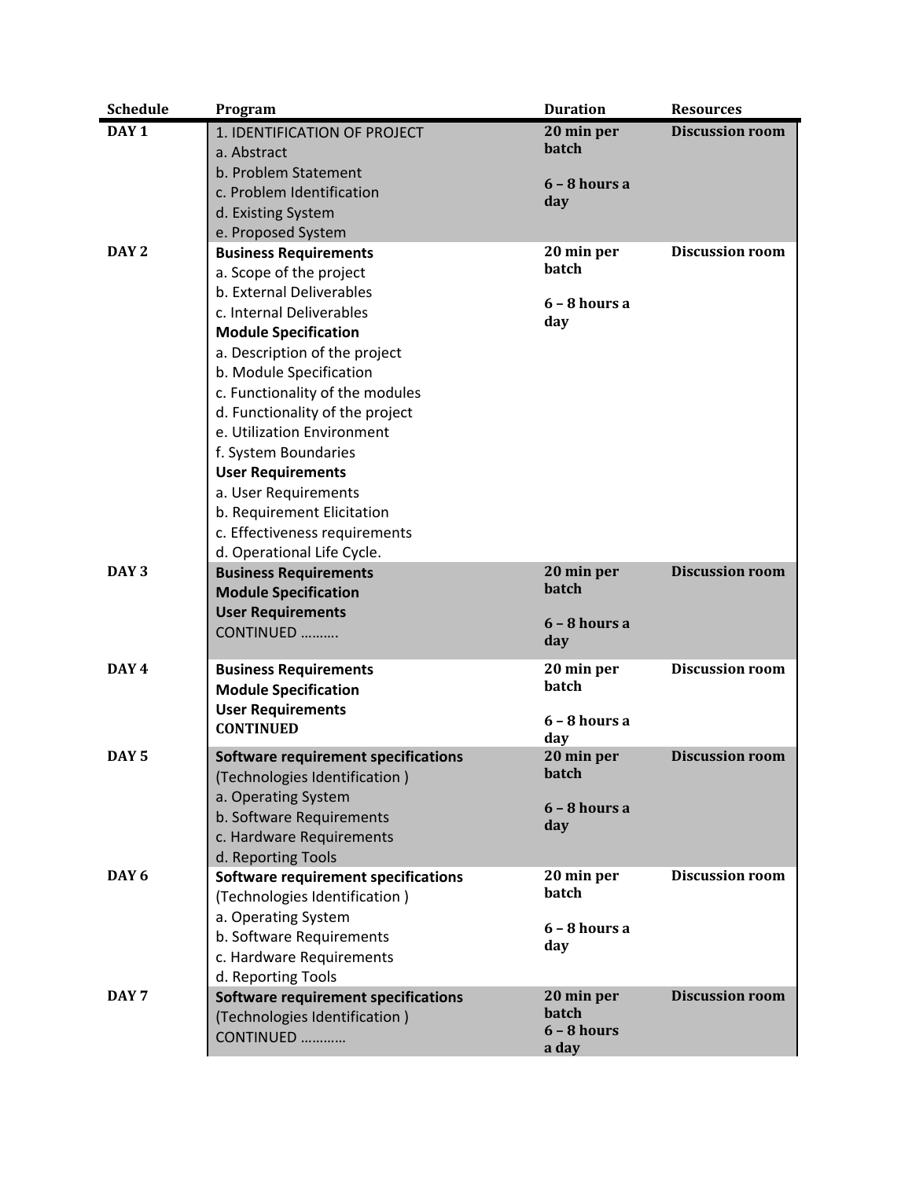| Schedule | Program | Duration | Resources |
|---|---|---|---|
| **DAY 1** | 1. IDENTIFICATION OF PROJECT<br>a. Abstract<br>b. Problem Statement<br>c. Problem Identification<br>d. Existing System<br>e. Proposed System | **20 min per batch**<br><br>**6 – 8 hours a day** | **Discussion room** |
| **DAY 2** | **Business Requirements**<br>a. Scope of the project<br>b. External Deliverables<br>c. Internal Deliverables<br>**Module Specification**<br>a. Description of the project<br>b. Module Specification<br>c. Functionality of the modules<br>d. Functionality of the project<br>e. Utilization Environment<br>f. System Boundaries<br>**User Requirements**<br>a. User Requirements<br>b. Requirement Elicitation<br>c. Effectiveness requirements<br>d. Operational Life Cycle. | **20 min per batch**<br><br>**6 – 8 hours a day** | **Discussion room** |
| **DAY 3** | **Business Requirements**<br>**Module Specification**<br>**User Requirements**<br>CONTINUED ………. | **20 min per batch**<br><br>**6 – 8 hours a day** | **Discussion room** |
| **DAY 4** | **Business Requirements**<br>**Module Specification**<br>**User Requirements**<br>**CONTINUED** | **20 min per batch**<br><br>**6 – 8 hours a day** | **Discussion room** |
| **DAY 5** | **Software requirement specifications**<br>(Technologies Identification )<br>a. Operating System<br>b. Software Requirements<br>c. Hardware Requirements<br>d. Reporting Tools | **20 min per batch**<br><br>**6 – 8 hours a day** | **Discussion room** |
| **DAY 6** | **Software requirement specifications**<br>(Technologies Identification )<br>a. Operating System<br>b. Software Requirements<br>c. Hardware Requirements<br>d. Reporting Tools | **20 min per batch**<br><br>**6 – 8 hours a day** | **Discussion room** |
| **DAY 7** | **Software requirement specifications**<br>(Technologies Identification )<br>CONTINUED ………… | **20 min per batch**<br>**6 – 8 hours a day** | **Discussion room** |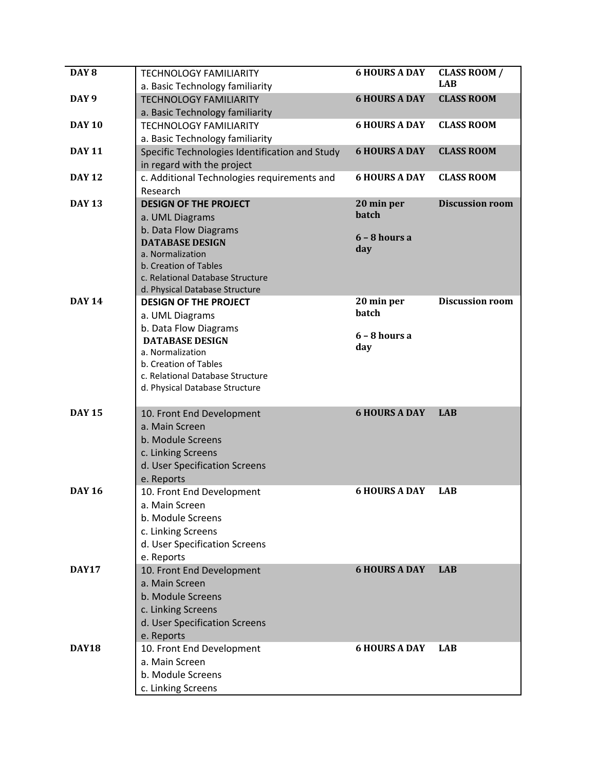| DAY 8 | TECHNOLOGY FAMILIARITY<br>a. Basic Technology familiarity | **6 HOURS A DAY** | **CLASS ROOM / LAB** |
|---|---|---|---|
| **DAY 9** | TECHNOLOGY FAMILIARITY<br>a. Basic Technology familiarity | **6 HOURS A DAY** | **CLASS ROOM** |
| **DAY 10** | TECHNOLOGY FAMILIARITY<br>a. Basic Technology familiarity | **6 HOURS A DAY** | **CLASS ROOM** |
| **DAY 11** | Specific Technologies Identification and Study in regard with the project | **6 HOURS A DAY** | **CLASS ROOM** |
| **DAY 12** | c. Additional Technologies requirements and Research | **6 HOURS A DAY** | **CLASS ROOM** |
| **DAY 13** | **DESIGN OF THE PROJECT**<br>a. UML Diagrams<br>b. Data Flow Diagrams<br>**DATABASE DESIGN**<br>a. Normalization<br>b. Creation of Tables<br>c. Relational Database Structure<br>d. Physical Database Structure | **20 min per batch**<br><br>**6 – 8 hours a day** | **Discussion room** |
| **DAY 14** | **DESIGN OF THE PROJECT**<br>a. UML Diagrams<br>b. Data Flow Diagrams<br>**DATABASE DESIGN**<br>a. Normalization<br>b. Creation of Tables<br>c. Relational Database Structure<br>d. Physical Database Structure | **20 min per batch**<br><br>**6 – 8 hours a day** | **Discussion room** |
| **DAY 15** | 10. Front End Development<br>a. Main Screen<br>b. Module Screens<br>c. Linking Screens<br>d. User Specification Screens<br>e. Reports | **6 HOURS A DAY** | **LAB** |
| **DAY 16** | 10. Front End Development<br>a. Main Screen<br>b. Module Screens<br>c. Linking Screens<br>d. User Specification Screens<br>e. Reports | **6 HOURS A DAY** | **LAB** |
| **DAY17** | 10. Front End Development<br>a. Main Screen<br>b. Module Screens<br>c. Linking Screens<br>d. User Specification Screens<br>e. Reports | **6 HOURS A DAY** | **LAB** |
| **DAY18** | 10. Front End Development<br>a. Main Screen<br>b. Module Screens<br>c. Linking Screens | **6 HOURS A DAY** | **LAB** |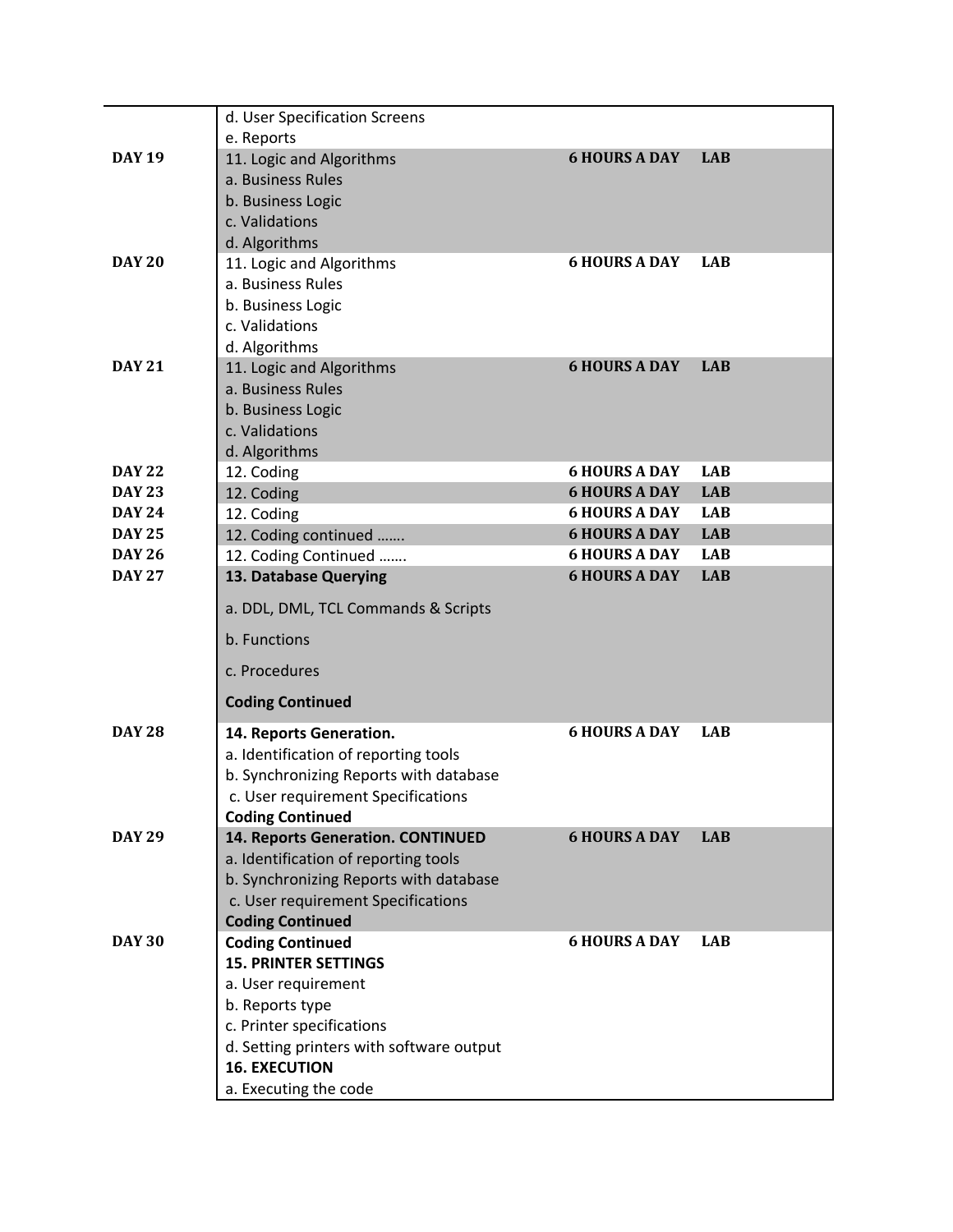| | | | |
|---|---|---|---|
| | d. User Specification Screens<br>e. Reports | | |
| **DAY 19** | 11. Logic and Algorithms<br>a. Business Rules<br>b. Business Logic<br>c. Validations<br>d. Algorithms | **6 HOURS A DAY** | **LAB** |
| **DAY 20** | 11. Logic and Algorithms<br>a. Business Rules<br>b. Business Logic<br>c. Validations<br>d. Algorithms | **6 HOURS A DAY** | **LAB** |
| **DAY 21** | 11. Logic and Algorithms<br>a. Business Rules<br>b. Business Logic<br>c. Validations<br>d. Algorithms | **6 HOURS A DAY** | **LAB** |
| **DAY 22** | 12. Coding | **6 HOURS A DAY** | **LAB** |
| **DAY 23** | 12. Coding | **6 HOURS A DAY** | **LAB** |
| **DAY 24** | 12. Coding | **6 HOURS A DAY** | **LAB** |
| **DAY 25** | 12. Coding continued ……. | **6 HOURS A DAY** | **LAB** |
| **DAY 26** | 12. Coding Continued ……. | **6 HOURS A DAY** | **LAB** |
| **DAY 27** | **13. Database Querying**<br>a. DDL, DML, TCL Commands & Scripts<br>b. Functions<br>c. Procedures<br>**Coding Continued** | **6 HOURS A DAY** | **LAB** |
| **DAY 28** | **14. Reports Generation.**<br>a. Identification of reporting tools<br>b. Synchronizing Reports with database<br>c. User requirement Specifications<br>**Coding Continued** | **6 HOURS A DAY** | **LAB** |
| **DAY 29** | **14. Reports Generation. CONTINUED**<br>a. Identification of reporting tools<br>b. Synchronizing Reports with database<br>c. User requirement Specifications<br>**Coding Continued** | **6 HOURS A DAY** | **LAB** |
| **DAY 30** | **Coding Continued**<br>**15. PRINTER SETTINGS**<br>a. User requirement<br>b. Reports type<br>c. Printer specifications<br>d. Setting printers with software output<br>**16. EXECUTION**<br>a. Executing the code | **6 HOURS A DAY** | **LAB** |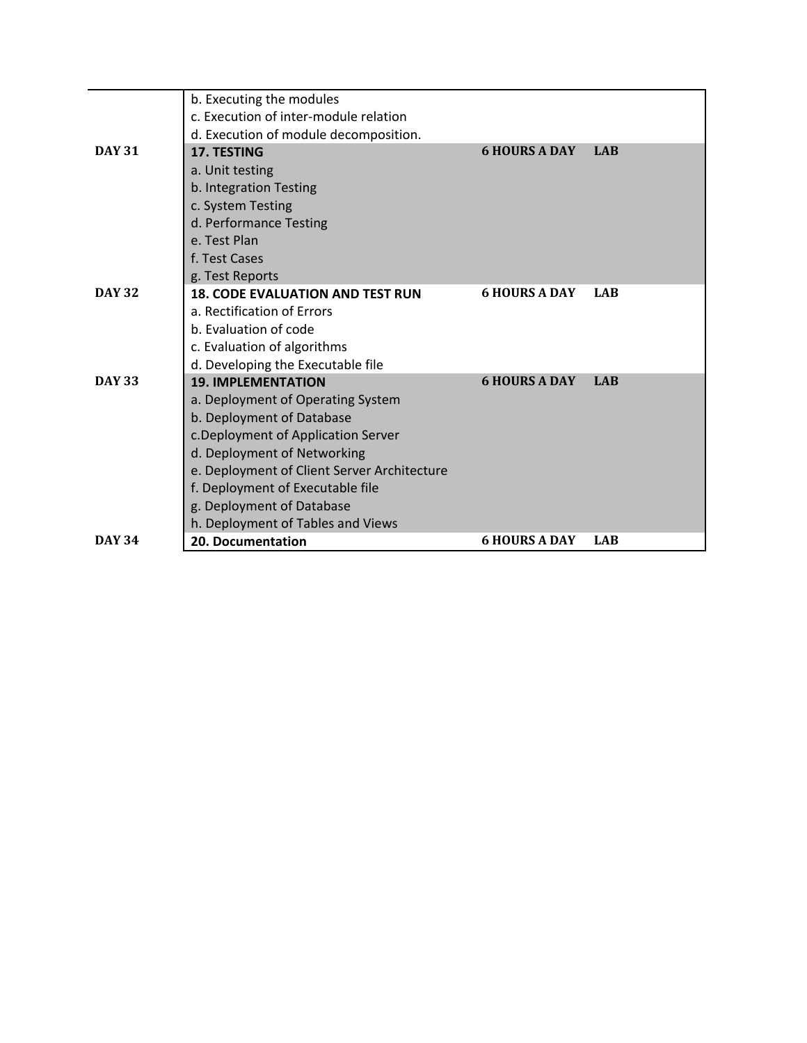| | | | |
|---|---|---|---|
| | b. Executing the modules<br>c. Execution of inter-module relation<br>d. Execution of module decomposition. | | |
| **DAY 31** | **17. TESTING**<br>a. Unit testing<br>b. Integration Testing<br>c. System Testing<br>d. Performance Testing<br>e. Test Plan<br>f. Test Cases<br>g. Test Reports | **6 HOURS A DAY** | **LAB** |
| **DAY 32** | **18. CODE EVALUATION AND TEST RUN**<br>a. Rectification of Errors<br>b. Evaluation of code<br>c. Evaluation of algorithms<br>d. Developing the Executable file | **6 HOURS A DAY** | **LAB** |
| **DAY 33** | **19. IMPLEMENTATION**<br>a. Deployment of Operating System<br>b. Deployment of Database<br>c.Deployment of Application Server<br>d. Deployment of Networking<br>e. Deployment of Client Server Architecture<br>f. Deployment of Executable file<br>g. Deployment of Database<br>h. Deployment of Tables and Views | **6 HOURS A DAY** | **LAB** |
| **DAY 34** | **20. Documentation** | **6 HOURS A DAY** | **LAB** |